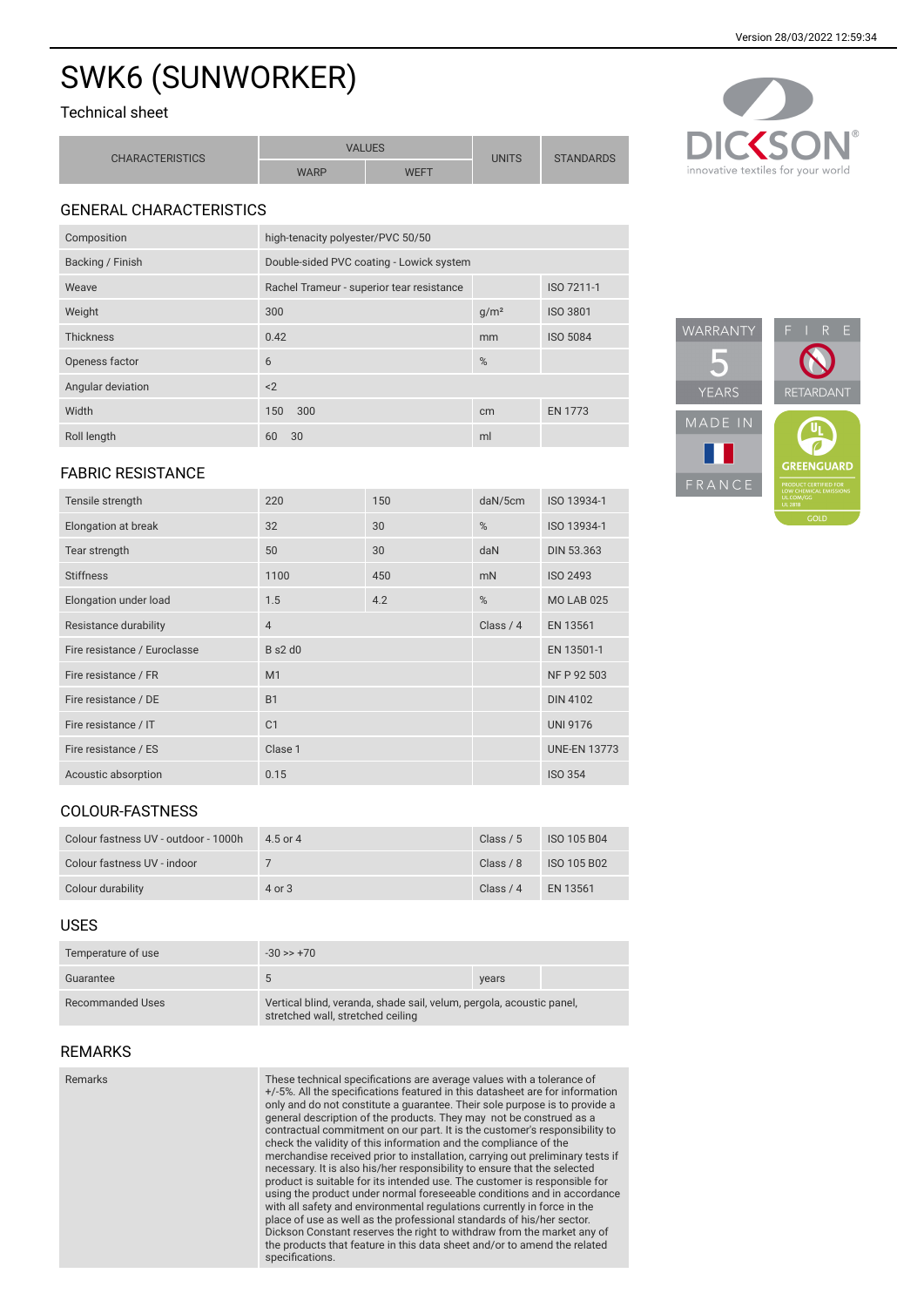Version 28/03/2022 12:59:34

# SWK6 (SUNWORKER)

Technical sheet

| CHARACTERISTICS | VALUES | | UNITS | STANDARDS |
|---|---|---|---|---|
| | WARP | WEFT | | |

## GENERAL CHARACTERISTICS

| | | | | |
|---|---|---|---|---|
| Composition | high-tenacity polyester/PVC 50/50 | | | |
| Backing / Finish | Double-sided PVC coating - Lowick system | | | |
| Weave | Rachel Trameur - superior tear resistance | | | ISO 7211-1 |
| Weight | 300 | | g/m² | ISO 3801 |
| Thickness | 0.42 | | mm | ISO 5084 |
| Openess factor | 6 | | % | |
| Angular deviation | <2 | | | |
| Width | 150 300 | | cm | EN 1773 |
| Roll length | 60 30 | | ml | |

## FABRIC RESISTANCE

| | | | | |
|---|---|---|---|---|
| Tensile strength | 220 | 150 | daN/5cm | ISO 13934-1 |
| Elongation at break | 32 | 30 | % | ISO 13934-1 |
| Tear strength | 50 | 30 | daN | DIN 53.363 |
| Stiffness | 1100 | 450 | mN | ISO 2493 |
| Elongation under load | 1.5 | 4.2 | % | MO LAB 025 |
| Resistance durability | 4 | | Class / 4 | EN 13561 |
| Fire resistance / Euroclasse | B s2 d0 | | | EN 13501-1 |
| Fire resistance / FR | M1 | | | NF P 92 503 |
| Fire resistance / DE | B1 | | | DIN 4102 |
| Fire resistance / IT | C1 | | | UNI 9176 |
| Fire resistance / ES | Clase 1 | | | UNE-EN 13773 |
| Acoustic absorption | 0.15 | | | ISO 354 |

## COLOUR-FASTNESS

| | | | |
|---|---|---|---|
| Colour fastness UV - outdoor - 1000h | 4.5 or 4 | Class / 5 | ISO 105 B04 |
| Colour fastness UV - indoor | 7 | Class / 8 | ISO 105 B02 |
| Colour durability | 4 or 3 | Class / 4 | EN 13561 |

## USES

| | | | |
|---|---|---|---|
| Temperature of use | -30 >> +70 | | |
| Guarantee | 5 | years | |
| Recommanded Uses | Vertical blind, veranda, shade sail, velum, pergola, acoustic panel, stretched wall, stretched ceiling | | |

## REMARKS

| | |
|---|---|
| Remarks | These technical specifications are average values with a tolerance of +/-5%. All the specifications featured in this datasheet are for information only and do not constitute a guarantee. Their sole purpose is to provide a general description of the products. They may not be construed as a contractual commitment on our part. It is the customer's responsibility to check the validity of this information and the compliance of the merchandise received prior to installation, carrying out preliminary tests if necessary. It is also his/her responsibility to ensure that the selected product is suitable for its intended use. The customer is responsible for using the product under normal foreseeable conditions and in accordance with all safety and environmental regulations currently in force in the place of use as well as the professional standards of his/her sector. Dickson Constant reserves the right to withdraw from the market any of the products that feature in this data sheet and/or to amend the related specifications. |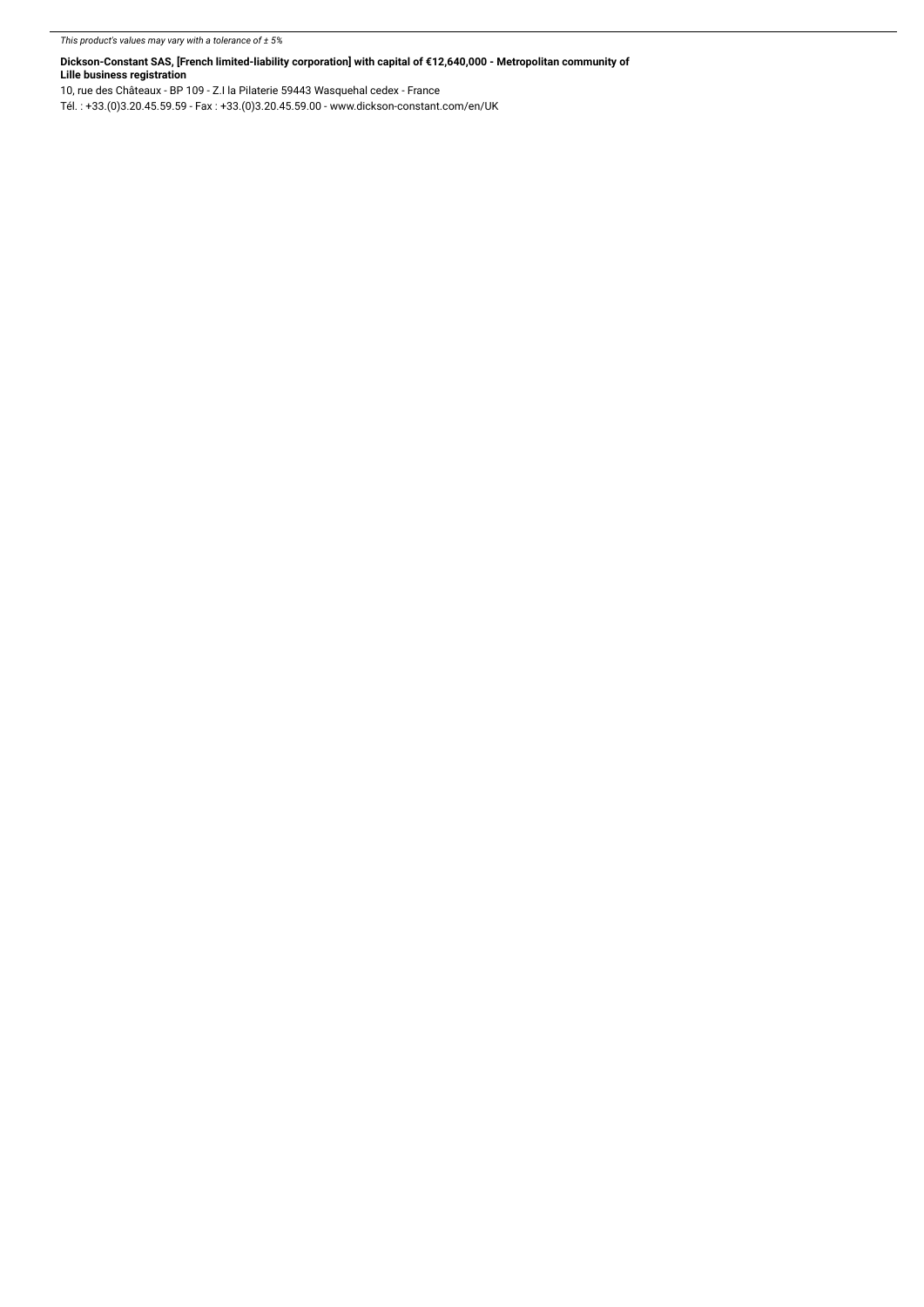*This product's values may vary with a tolerance of ± 5%*

**Dickson-Constant SAS, [French limited-liability corporation] with capital of €12,640,000 - Metropolitan community of Lille business registration**

10, rue des Châteaux - BP 109 - Z.I la Pilaterie 59443 Wasquehal cedex - France

Tél. : +33.(0)3.20.45.59.59 - Fax : +33.(0)3.20.45.59.00 - www.dickson-constant.com/en/UK